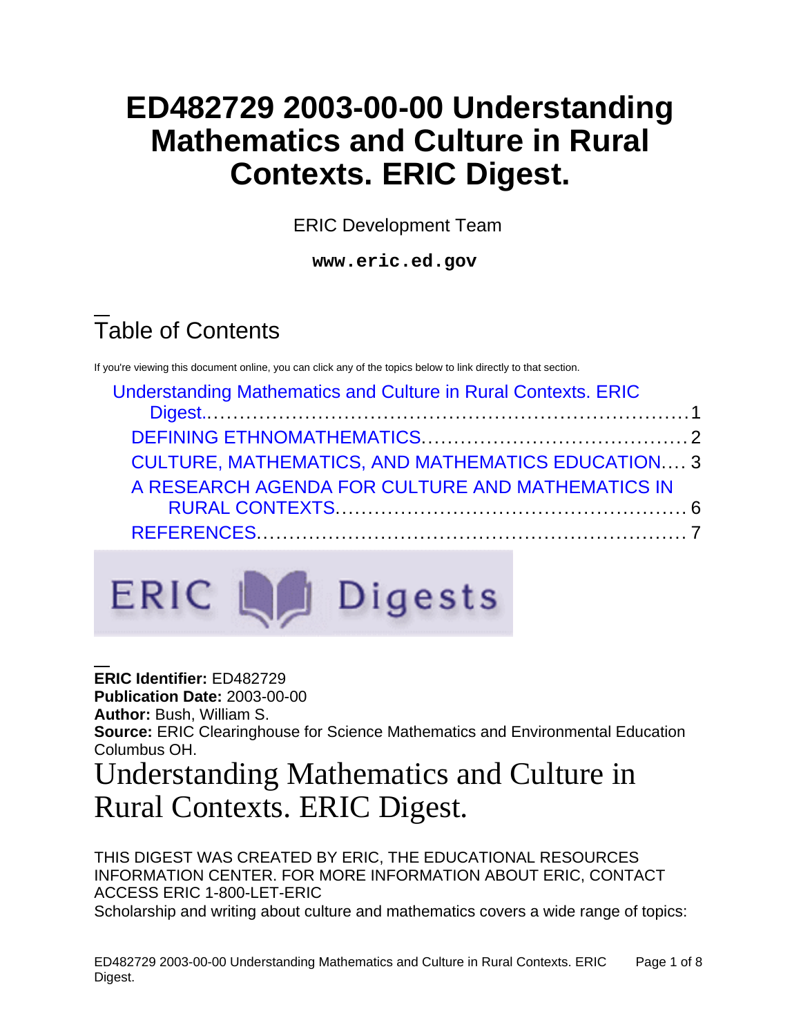# ED482729 2003-00-00 Understanding Mathematics and Culture in Rural Contexts. ERIC Digest.

ERIC Development Team

**www.eric.ed.gov**

## Table of Contents

If you're viewing this document online, you can click any of the topics below to link directly to that section.

- Understanding Mathematics and Culture in Rural Contexts. ERIC Digest.......... 1
  - DEFINING ETHNOMATHEMATICS.......... 2
  - CULTURE, MATHEMATICS, AND MATHEMATICS EDUCATION.... 3
  - A RESEARCH AGENDA FOR CULTURE AND MATHEMATICS IN RURAL CONTEXTS.......... 6
  - REFERENCES.......... 7

ERIC Digests

**ERIC Identifier:** ED482729
**Publication Date:** 2003-00-00
**Author:** Bush, William S.
**Source:** ERIC Clearinghouse for Science Mathematics and Environmental Education Columbus OH.

# Understanding Mathematics and Culture in Rural Contexts. ERIC Digest.

THIS DIGEST WAS CREATED BY ERIC, THE EDUCATIONAL RESOURCES INFORMATION CENTER. FOR MORE INFORMATION ABOUT ERIC, CONTACT ACCESS ERIC 1-800-LET-ERIC

Scholarship and writing about culture and mathematics covers a wide range of topics: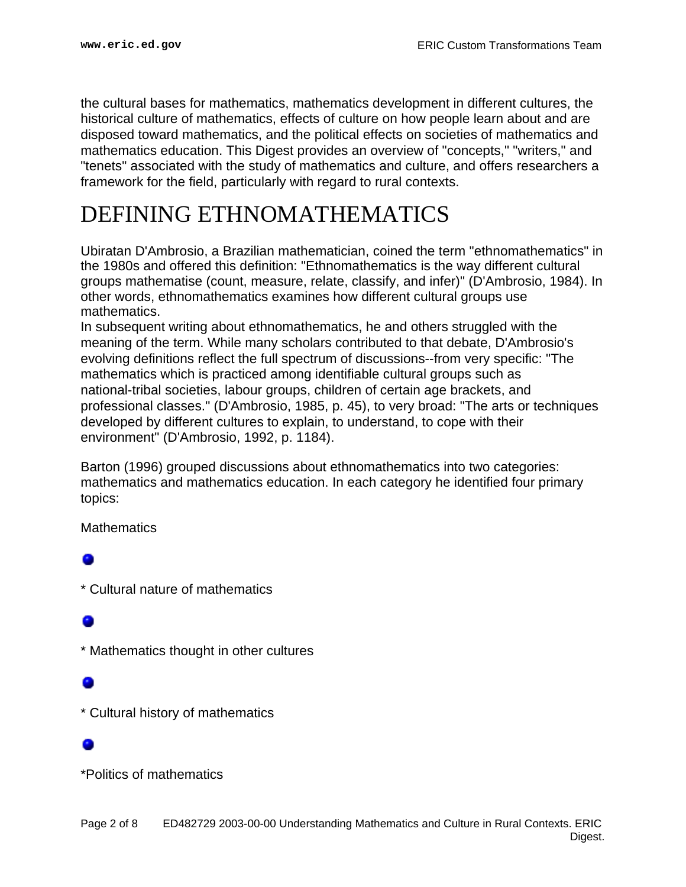the cultural bases for mathematics, mathematics development in different cultures, the historical culture of mathematics, effects of culture on how people learn about and are disposed toward mathematics, and the political effects on societies of mathematics and mathematics education. This Digest provides an overview of "concepts," "writers," and "tenets" associated with the study of mathematics and culture, and offers researchers a framework for the field, particularly with regard to rural contexts.

# DEFINING ETHNOMATHEMATICS

Ubiratan D'Ambrosio, a Brazilian mathematician, coined the term "ethnomathematics" in the 1980s and offered this definition: "Ethnomathematics is the way different cultural groups mathematise (count, measure, relate, classify, and infer)" (D'Ambrosio, 1984). In other words, ethnomathematics examines how different cultural groups use mathematics.
In subsequent writing about ethnomathematics, he and others struggled with the meaning of the term. While many scholars contributed to that debate, D'Ambrosio's evolving definitions reflect the full spectrum of discussions--from very specific: "The mathematics which is practiced among identifiable cultural groups such as national-tribal societies, labour groups, children of certain age brackets, and professional classes." (D'Ambrosio, 1985, p. 45), to very broad: "The arts or techniques developed by different cultures to explain, to understand, to cope with their environment" (D'Ambrosio, 1992, p. 1184).

Barton (1996) grouped discussions about ethnomathematics into two categories: mathematics and mathematics education. In each category he identified four primary topics:

Mathematics

- * Cultural nature of mathematics
- * Mathematics thought in other cultures
- * Cultural history of mathematics
- *Politics of mathematics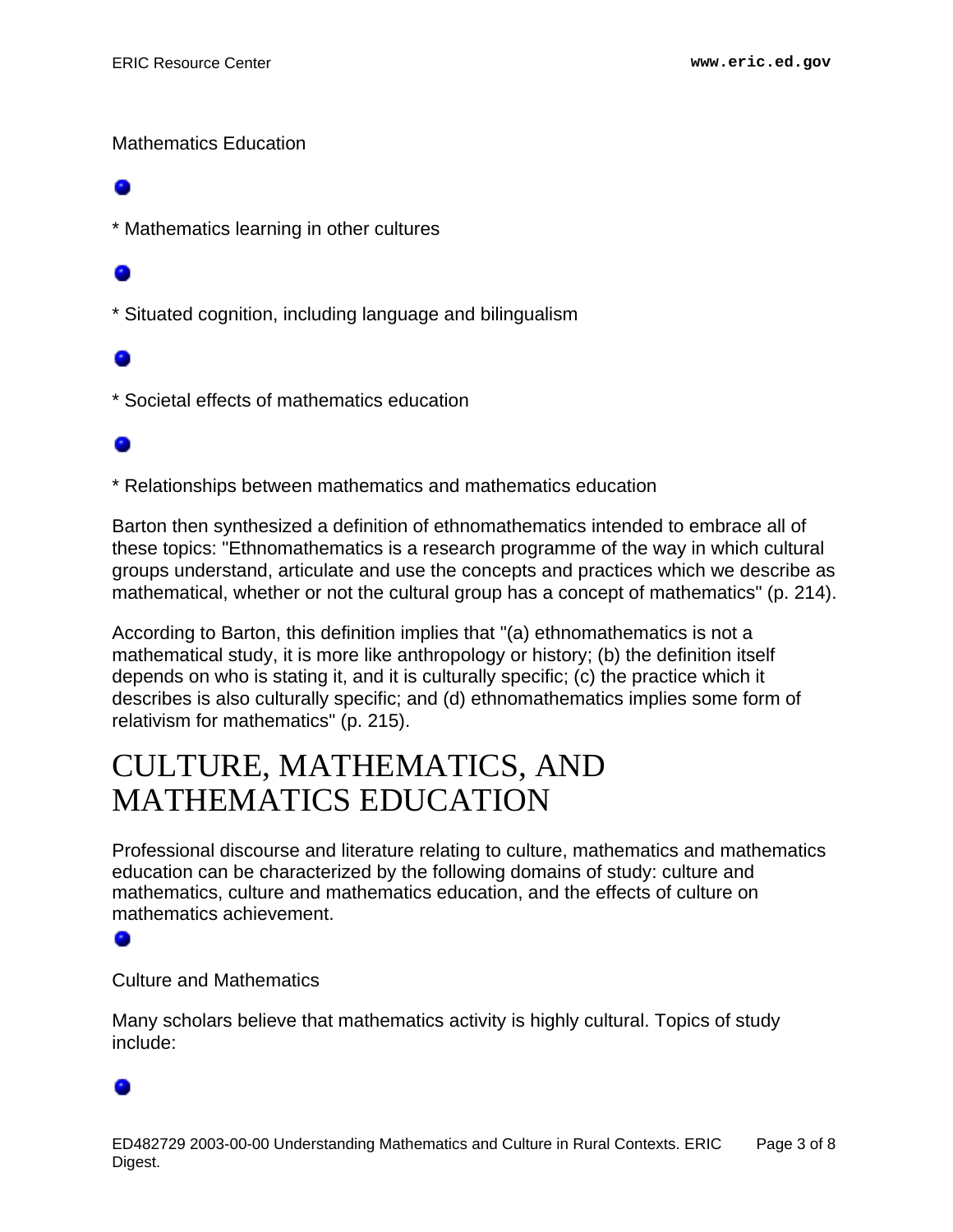Mathematics Education

* Mathematics learning in other cultures

* Situated cognition, including language and bilingualism

* Societal effects of mathematics education

* Relationships between mathematics and mathematics education

Barton then synthesized a definition of ethnomathematics intended to embrace all of these topics: "Ethnomathematics is a research programme of the way in which cultural groups understand, articulate and use the concepts and practices which we describe as mathematical, whether or not the cultural group has a concept of mathematics" (p. 214).

According to Barton, this definition implies that "(a) ethnomathematics is not a mathematical study, it is more like anthropology or history; (b) the definition itself depends on who is stating it, and it is culturally specific; (c) the practice which it describes is also culturally specific; and (d) ethnomathematics implies some form of relativism for mathematics" (p. 215).

# CULTURE, MATHEMATICS, AND MATHEMATICS EDUCATION

Professional discourse and literature relating to culture, mathematics and mathematics education can be characterized by the following domains of study: culture and mathematics, culture and mathematics education, and the effects of culture on mathematics achievement.

Culture and Mathematics

Many scholars believe that mathematics activity is highly cultural. Topics of study include: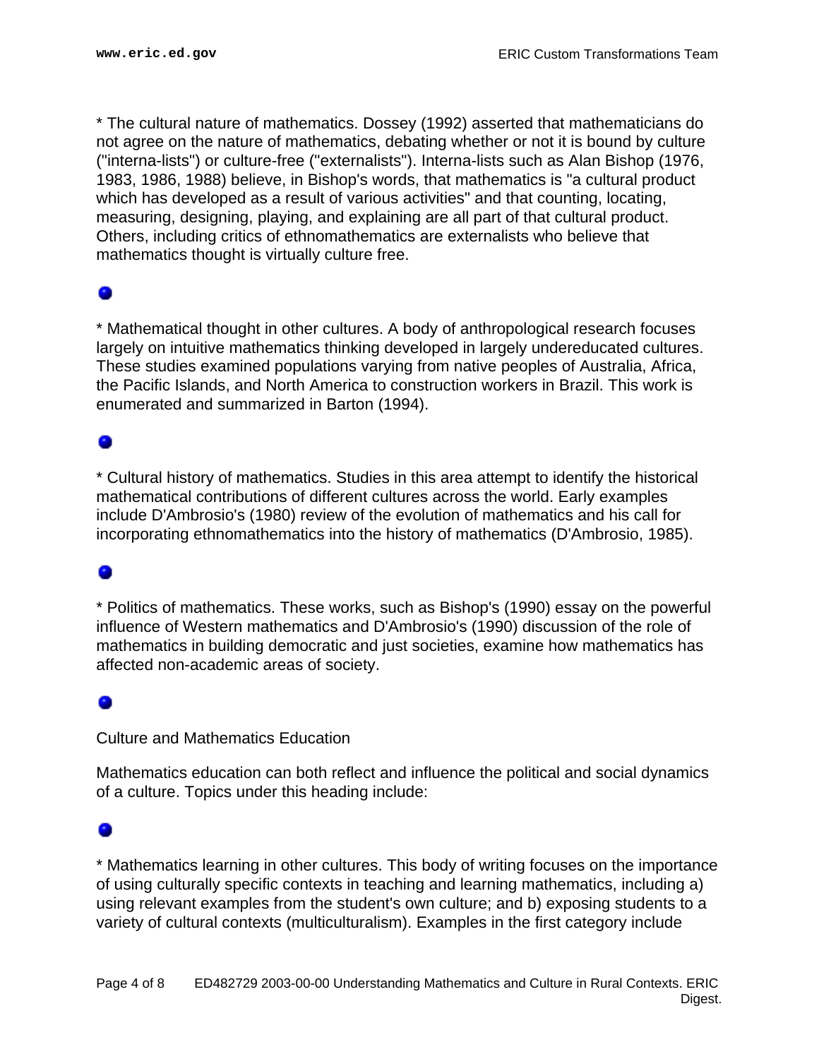* The cultural nature of mathematics. Dossey (1992) asserted that mathematicians do not agree on the nature of mathematics, debating whether or not it is bound by culture ("interna-lists") or culture-free ("externalists"). Interna-lists such as Alan Bishop (1976, 1983, 1986, 1988) believe, in Bishop's words, that mathematics is "a cultural product which has developed as a result of various activities" and that counting, locating, measuring, designing, playing, and explaining are all part of that cultural product. Others, including critics of ethnomathematics are externalists who believe that mathematics thought is virtually culture free.

* Mathematical thought in other cultures. A body of anthropological research focuses largely on intuitive mathematics thinking developed in largely undereducated cultures. These studies examined populations varying from native peoples of Australia, Africa, the Pacific Islands, and North America to construction workers in Brazil. This work is enumerated and summarized in Barton (1994).

* Cultural history of mathematics. Studies in this area attempt to identify the historical mathematical contributions of different cultures across the world. Early examples include D'Ambrosio's (1980) review of the evolution of mathematics and his call for incorporating ethnomathematics into the history of mathematics (D'Ambrosio, 1985).

* Politics of mathematics. These works, such as Bishop's (1990) essay on the powerful influence of Western mathematics and D'Ambrosio's (1990) discussion of the role of mathematics in building democratic and just societies, examine how mathematics has affected non-academic areas of society.

Culture and Mathematics Education

Mathematics education can both reflect and influence the political and social dynamics of a culture. Topics under this heading include:

* Mathematics learning in other cultures. This body of writing focuses on the importance of using culturally specific contexts in teaching and learning mathematics, including a) using relevant examples from the student's own culture; and b) exposing students to a variety of cultural contexts (multiculturalism). Examples in the first category include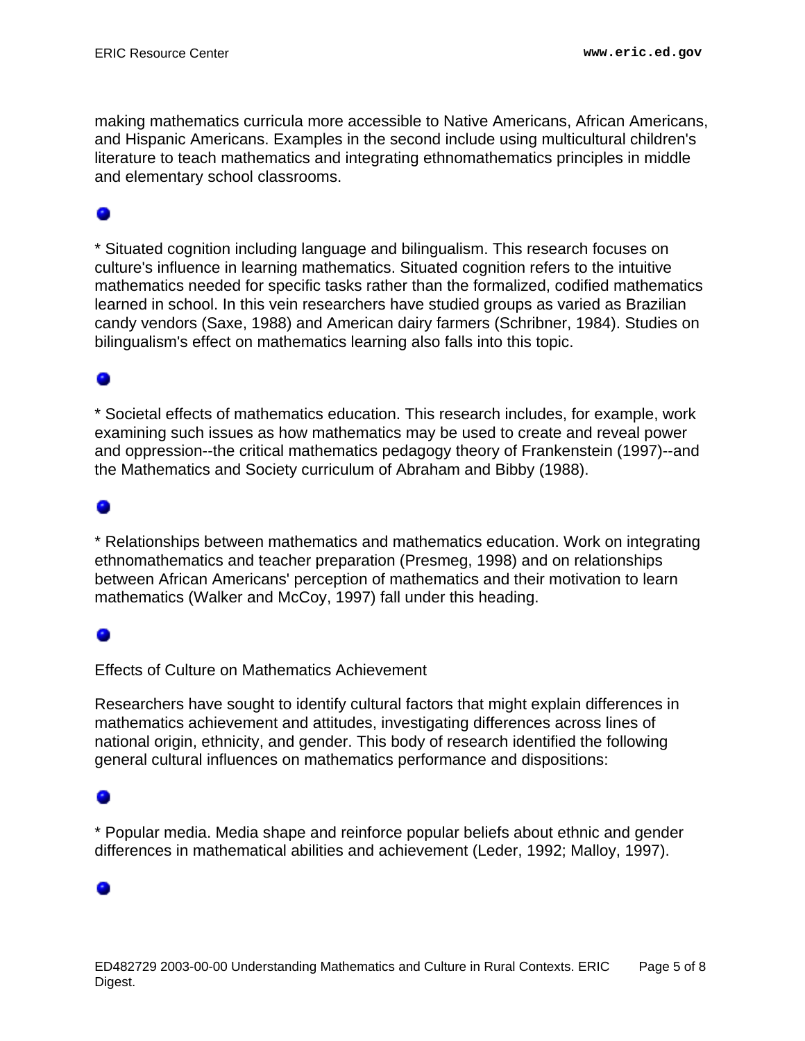making mathematics curricula more accessible to Native Americans, African Americans, and Hispanic Americans. Examples in the second include using multicultural children's literature to teach mathematics and integrating ethnomathematics principles in middle and elementary school classrooms.

* Situated cognition including language and bilingualism. This research focuses on culture's influence in learning mathematics. Situated cognition refers to the intuitive mathematics needed for specific tasks rather than the formalized, codified mathematics learned in school. In this vein researchers have studied groups as varied as Brazilian candy vendors (Saxe, 1988) and American dairy farmers (Schribner, 1984). Studies on bilingualism's effect on mathematics learning also falls into this topic.

* Societal effects of mathematics education. This research includes, for example, work examining such issues as how mathematics may be used to create and reveal power and oppression--the critical mathematics pedagogy theory of Frankenstein (1997)--and the Mathematics and Society curriculum of Abraham and Bibby (1988).

* Relationships between mathematics and mathematics education. Work on integrating ethnomathematics and teacher preparation (Presmeg, 1998) and on relationships between African Americans' perception of mathematics and their motivation to learn mathematics (Walker and McCoy, 1997) fall under this heading.

## Effects of Culture on Mathematics Achievement

Researchers have sought to identify cultural factors that might explain differences in mathematics achievement and attitudes, investigating differences across lines of national origin, ethnicity, and gender. This body of research identified the following general cultural influences on mathematics performance and dispositions:

* Popular media. Media shape and reinforce popular beliefs about ethnic and gender differences in mathematical abilities and achievement (Leder, 1992; Malloy, 1997).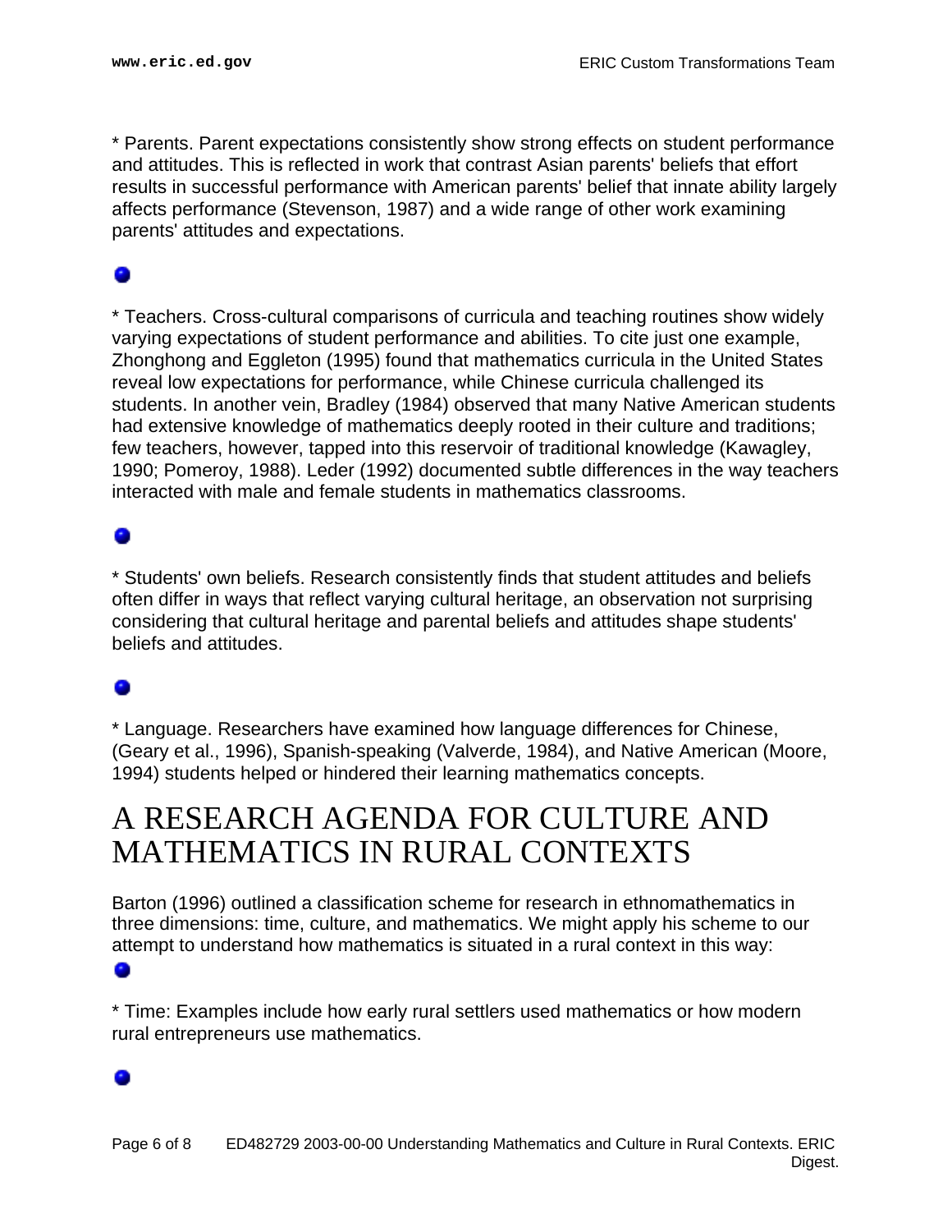* Parents. Parent expectations consistently show strong effects on student performance and attitudes. This is reflected in work that contrast Asian parents' beliefs that effort results in successful performance with American parents' belief that innate ability largely affects performance (Stevenson, 1987) and a wide range of other work examining parents' attitudes and expectations.

* Teachers. Cross-cultural comparisons of curricula and teaching routines show widely varying expectations of student performance and abilities. To cite just one example, Zhonghong and Eggleton (1995) found that mathematics curricula in the United States reveal low expectations for performance, while Chinese curricula challenged its students. In another vein, Bradley (1984) observed that many Native American students had extensive knowledge of mathematics deeply rooted in their culture and traditions; few teachers, however, tapped into this reservoir of traditional knowledge (Kawagley, 1990; Pomeroy, 1988). Leder (1992) documented subtle differences in the way teachers interacted with male and female students in mathematics classrooms.

* Students' own beliefs. Research consistently finds that student attitudes and beliefs often differ in ways that reflect varying cultural heritage, an observation not surprising considering that cultural heritage and parental beliefs and attitudes shape students' beliefs and attitudes.

* Language. Researchers have examined how language differences for Chinese, (Geary et al., 1996), Spanish-speaking (Valverde, 1984), and Native American (Moore, 1994) students helped or hindered their learning mathematics concepts.

# A RESEARCH AGENDA FOR CULTURE AND MATHEMATICS IN RURAL CONTEXTS

Barton (1996) outlined a classification scheme for research in ethnomathematics in three dimensions: time, culture, and mathematics. We might apply his scheme to our attempt to understand how mathematics is situated in a rural context in this way:

* Time: Examples include how early rural settlers used mathematics or how modern rural entrepreneurs use mathematics.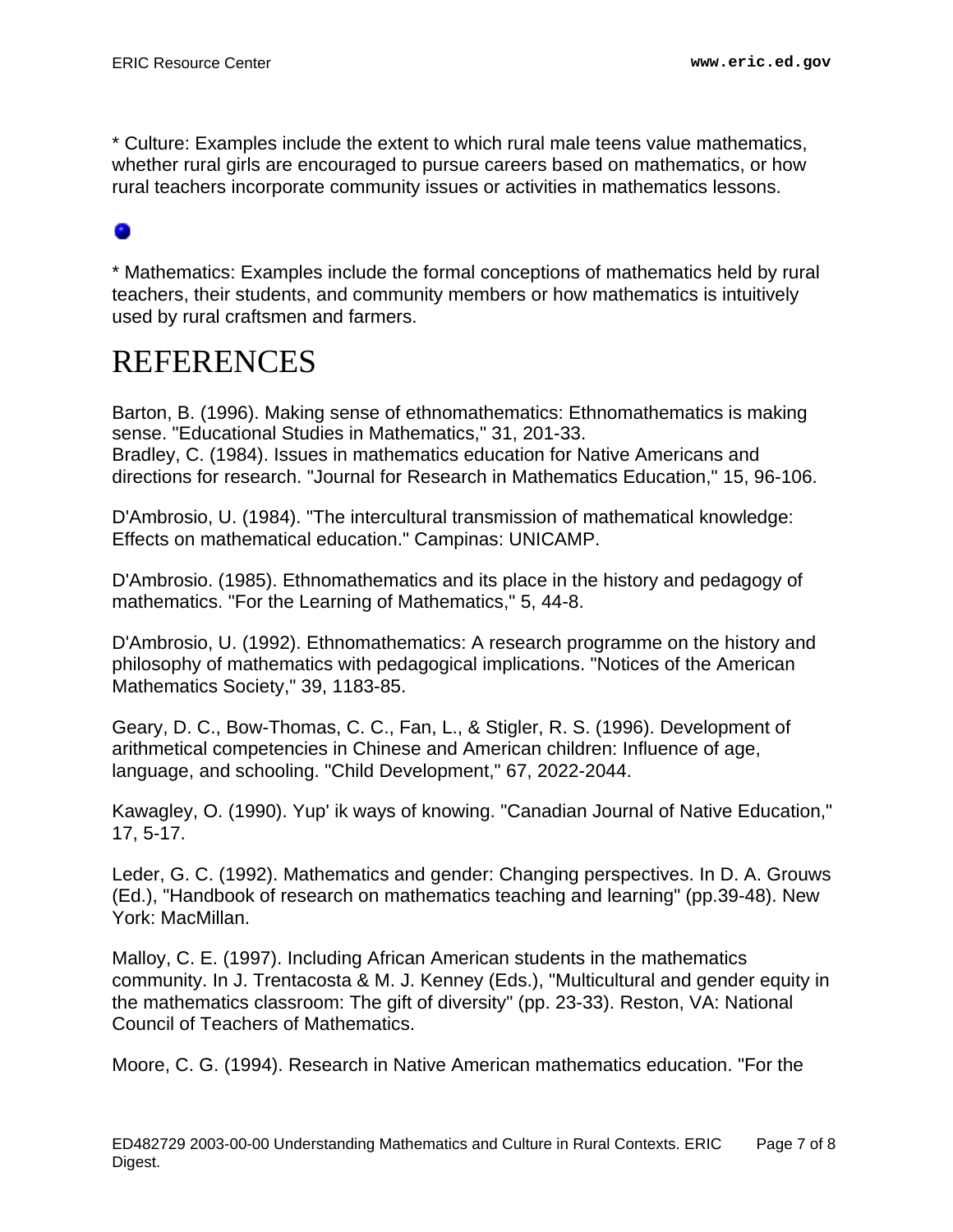* Culture: Examples include the extent to which rural male teens value mathematics, whether rural girls are encouraged to pursue careers based on mathematics, or how rural teachers incorporate community issues or activities in mathematics lessons.

* Mathematics: Examples include the formal conceptions of mathematics held by rural teachers, their students, and community members or how mathematics is intuitively used by rural craftsmen and farmers.

# REFERENCES

Barton, B. (1996). Making sense of ethnomathematics: Ethnomathematics is making sense. "Educational Studies in Mathematics," 31, 201-33.
Bradley, C. (1984). Issues in mathematics education for Native Americans and directions for research. "Journal for Research in Mathematics Education," 15, 96-106.

D'Ambrosio, U. (1984). "The intercultural transmission of mathematical knowledge: Effects on mathematical education." Campinas: UNICAMP.

D'Ambrosio. (1985). Ethnomathematics and its place in the history and pedagogy of mathematics. "For the Learning of Mathematics," 5, 44-8.

D'Ambrosio, U. (1992). Ethnomathematics: A research programme on the history and philosophy of mathematics with pedagogical implications. "Notices of the American Mathematics Society," 39, 1183-85.

Geary, D. C., Bow-Thomas, C. C., Fan, L., & Stigler, R. S. (1996). Development of arithmetical competencies in Chinese and American children: Influence of age, language, and schooling. "Child Development," 67, 2022-2044.

Kawagley, O. (1990). Yup' ik ways of knowing. "Canadian Journal of Native Education," 17, 5-17.

Leder, G. C. (1992). Mathematics and gender: Changing perspectives. In D. A. Grouws (Ed.), "Handbook of research on mathematics teaching and learning" (pp.39-48). New York: MacMillan.

Malloy, C. E. (1997). Including African American students in the mathematics community. In J. Trentacosta & M. J. Kenney (Eds.), "Multicultural and gender equity in the mathematics classroom: The gift of diversity" (pp. 23-33). Reston, VA: National Council of Teachers of Mathematics.

Moore, C. G. (1994). Research in Native American mathematics education. "For the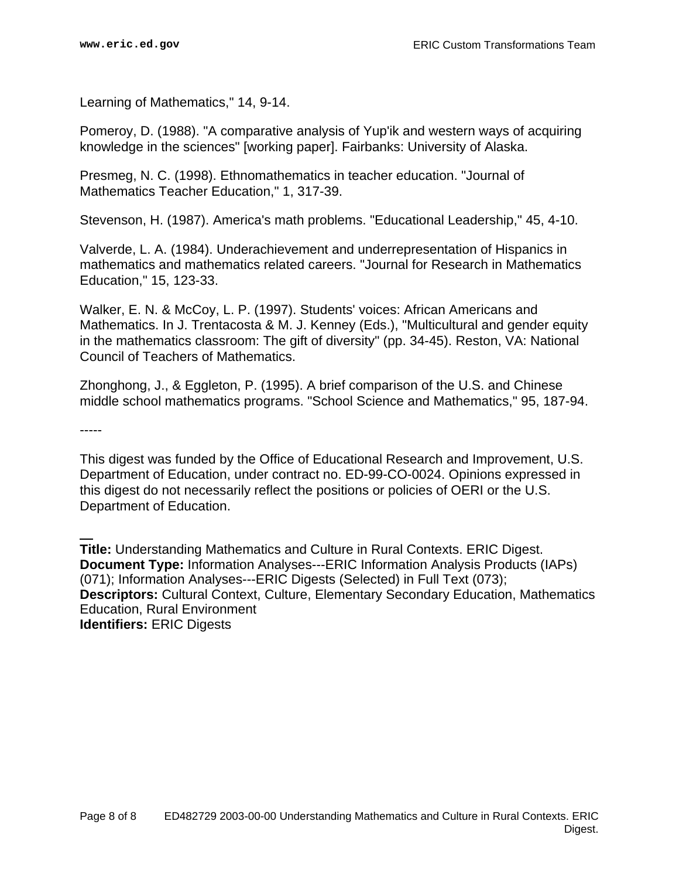Learning of Mathematics," 14, 9-14.

Pomeroy, D. (1988). "A comparative analysis of Yup'ik and western ways of acquiring knowledge in the sciences" [working paper]. Fairbanks: University of Alaska.

Presmeg, N. C. (1998). Ethnomathematics in teacher education. "Journal of Mathematics Teacher Education," 1, 317-39.

Stevenson, H. (1987). America's math problems. "Educational Leadership," 45, 4-10.

Valverde, L. A. (1984). Underachievement and underrepresentation of Hispanics in mathematics and mathematics related careers. "Journal for Research in Mathematics Education," 15, 123-33.

Walker, E. N. & McCoy, L. P. (1997). Students' voices: African Americans and Mathematics. In J. Trentacosta & M. J. Kenney (Eds.), "Multicultural and gender equity in the mathematics classroom: The gift of diversity" (pp. 34-45). Reston, VA: National Council of Teachers of Mathematics.

Zhonghong, J., & Eggleton, P. (1995). A brief comparison of the U.S. and Chinese middle school mathematics programs. "School Science and Mathematics," 95, 187-94.

-----

This digest was funded by the Office of Educational Research and Improvement, U.S. Department of Education, under contract no. ED-99-CO-0024. Opinions expressed in this digest do not necessarily reflect the positions or policies of OERI or the U.S. Department of Education.

**Title:** Understanding Mathematics and Culture in Rural Contexts. ERIC Digest.
**Document Type:** Information Analyses---ERIC Information Analysis Products (IAPs) (071); Information Analyses---ERIC Digests (Selected) in Full Text (073);
**Descriptors:** Cultural Context, Culture, Elementary Secondary Education, Mathematics Education, Rural Environment
**Identifiers:** ERIC Digests